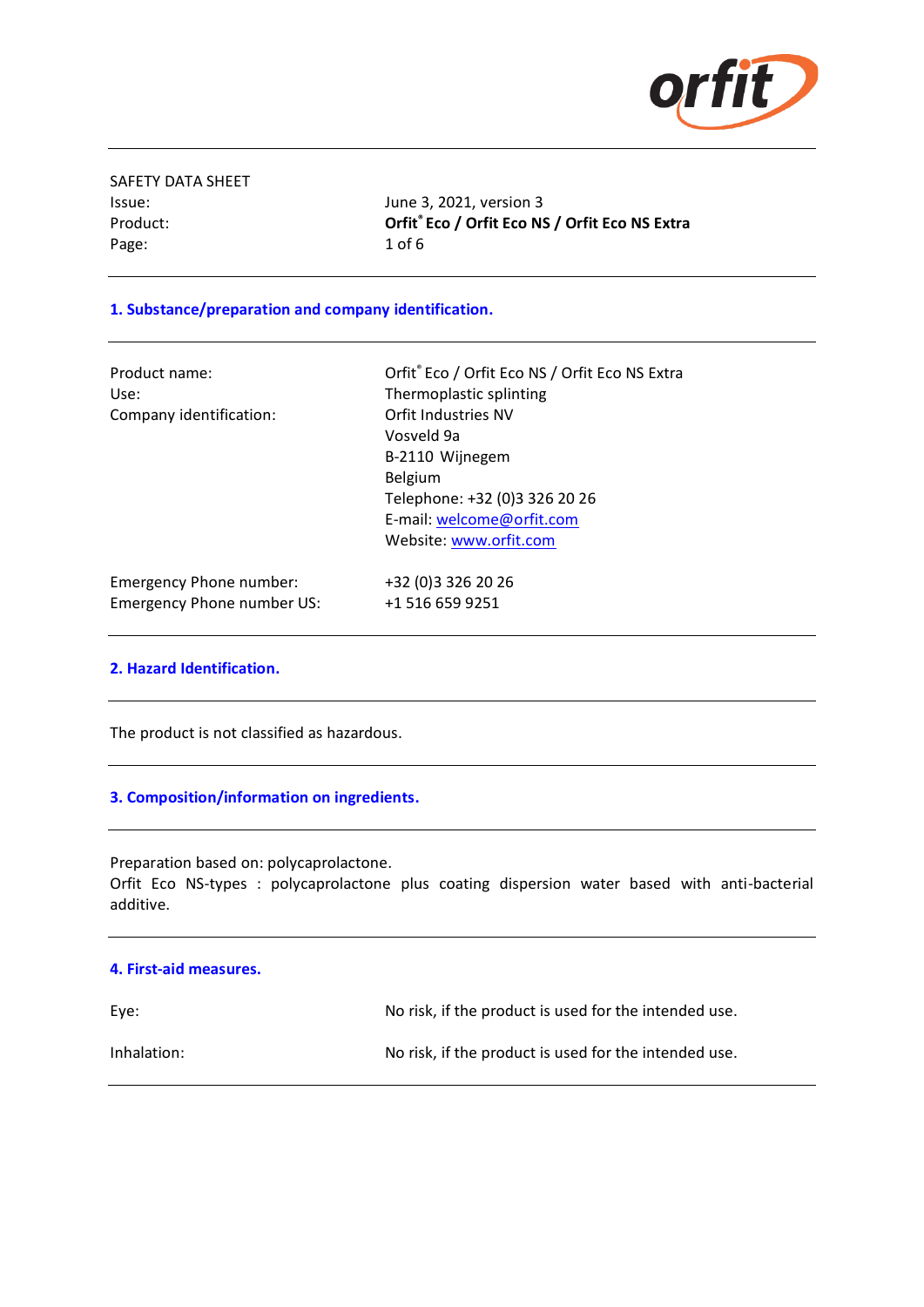SAFETY DATA SHEET

| | |
|---|---|
| Issue: | June 3, 2021, version 3 |
| Product: | **Orfit® Eco / Orfit Eco NS / Orfit Eco NS Extra** |

## 1. Substance/preparation and company identification.

| | |
|---|---|
| Product name: | Orfit® Eco / Orfit Eco NS / Orfit Eco NS Extra |
| Use: | Thermoplastic splinting |
| Company identification: | Orfit Industries NV<br>Vosveld 9a<br>B-2110 Wijnegem<br>Belgium<br>Telephone: +32 (0)3 326 20 26<br>E-mail: welcome@orfit.com<br>Website: www.orfit.com |
| Emergency Phone number: | +32 (0)3 326 20 26 |
| Emergency Phone number US: | +1 516 659 9251 |

## 2. Hazard Identification.

The product is not classified as hazardous.

## 3. Composition/information on ingredients.

Preparation based on: polycaprolactone.
Orfit Eco NS-types : polycaprolactone plus coating dispersion water based with anti-bacterial additive.

## 4. First-aid measures.

| | |
|---|---|
| Eye: | No risk, if the product is used for the intended use. |
| Inhalation: | No risk, if the product is used for the intended use. |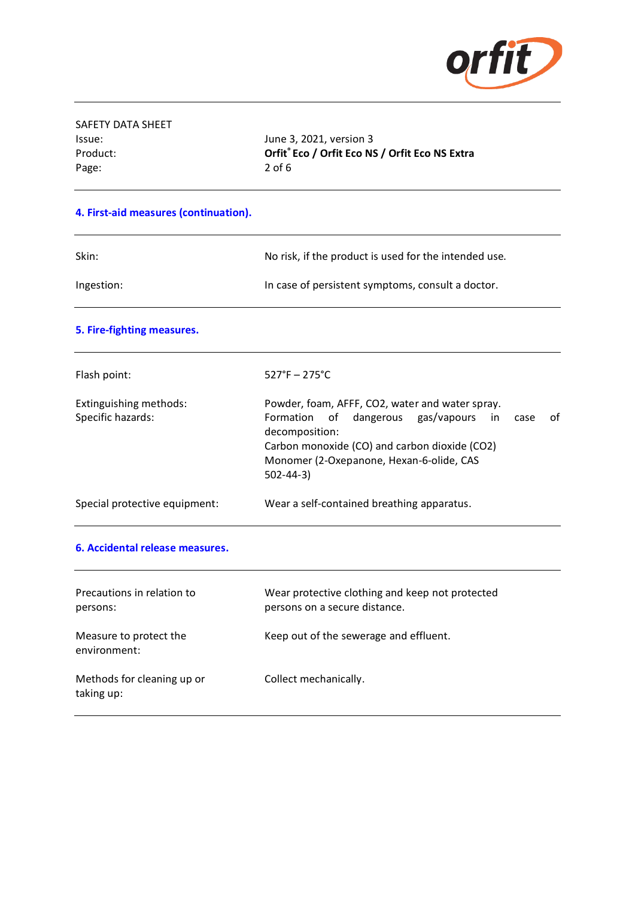SAFETY DATA SHEET

| | |
|---|---|
| Issue: | June 3, 2021, version 3 |
| Product: | **Orfit® Eco / Orfit Eco NS / Orfit Eco NS Extra** |

## 4. First-aid measures (continuation).

| | |
|---|---|
| Skin: | No risk, if the product is used for the intended use. |
| Ingestion: | In case of persistent symptoms, consult a doctor. |

## 5. Fire-fighting measures.

| | |
|---|---|
| Flash point: | 527°F – 275°C |
| Extinguishing methods: | Powder, foam, AFFF, $CO_2$, water and water spray. |
| Specific hazards: | Formation of dangerous gas/vapours in case of decomposition: Carbon monoxide (CO) and carbon dioxide ($CO_2$) Monomer (2-Oxepanone, Hexan-6-olide, CAS 502-44-3) |
| Special protective equipment: | Wear a self-contained breathing apparatus. |

## 6. Accidental release measures.

| | |
|---|---|
| Precautions in relation to persons: | Wear protective clothing and keep not protected persons on a secure distance. |
| Measure to protect the environment: | Keep out of the sewerage and effluent. |
| Methods for cleaning up or taking up: | Collect mechanically. |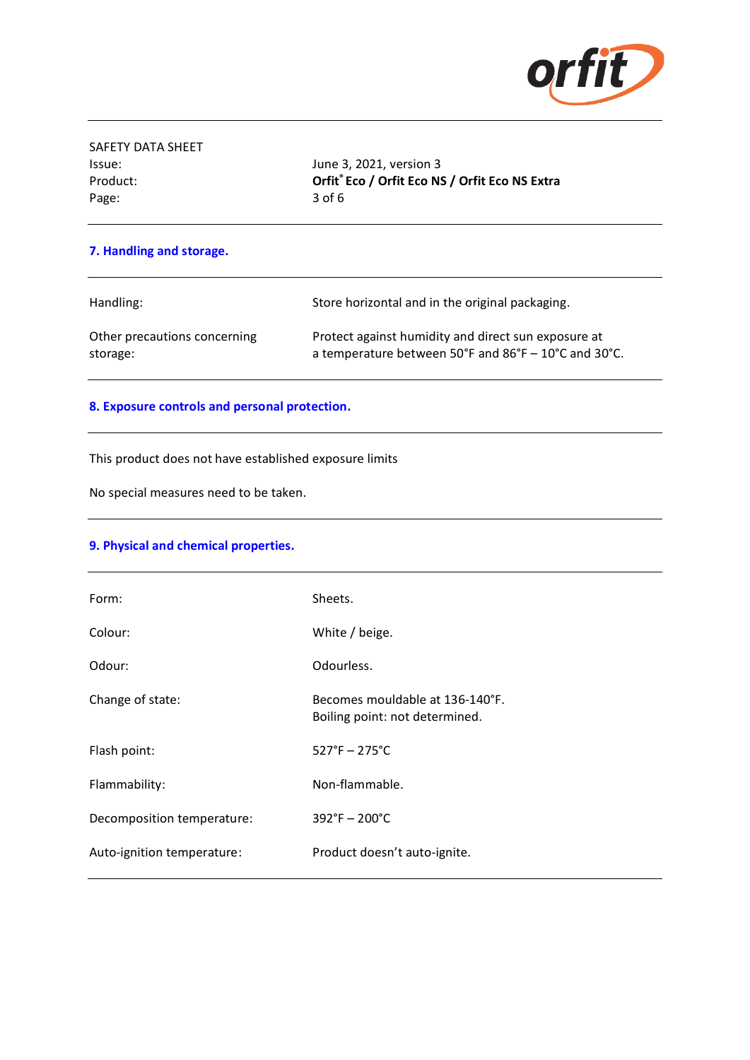## 7. Handling and storage.

| | |
|---|---|
| Handling: | Store horizontal and in the original packaging. |
| Other precautions concerning storage: | Protect against humidity and direct sun exposure at a temperature between 50°F and 86°F – 10°C and 30°C. |

## 8. Exposure controls and personal protection.

This product does not have established exposure limits

No special measures need to be taken.

## 9. Physical and chemical properties.

| | |
|---|---|
| Form: | Sheets. |
| Colour: | White / beige. |
| Odour: | Odourless. |
| Change of state: | Becomes mouldable at 136-140°F.<br>Boiling point: not determined. |
| Flash point: | 527°F – 275°C |
| Flammability: | Non-flammable. |
| Decomposition temperature: | 392°F – 200°C |
| Auto-ignition temperature: | Product doesn't auto-ignite. |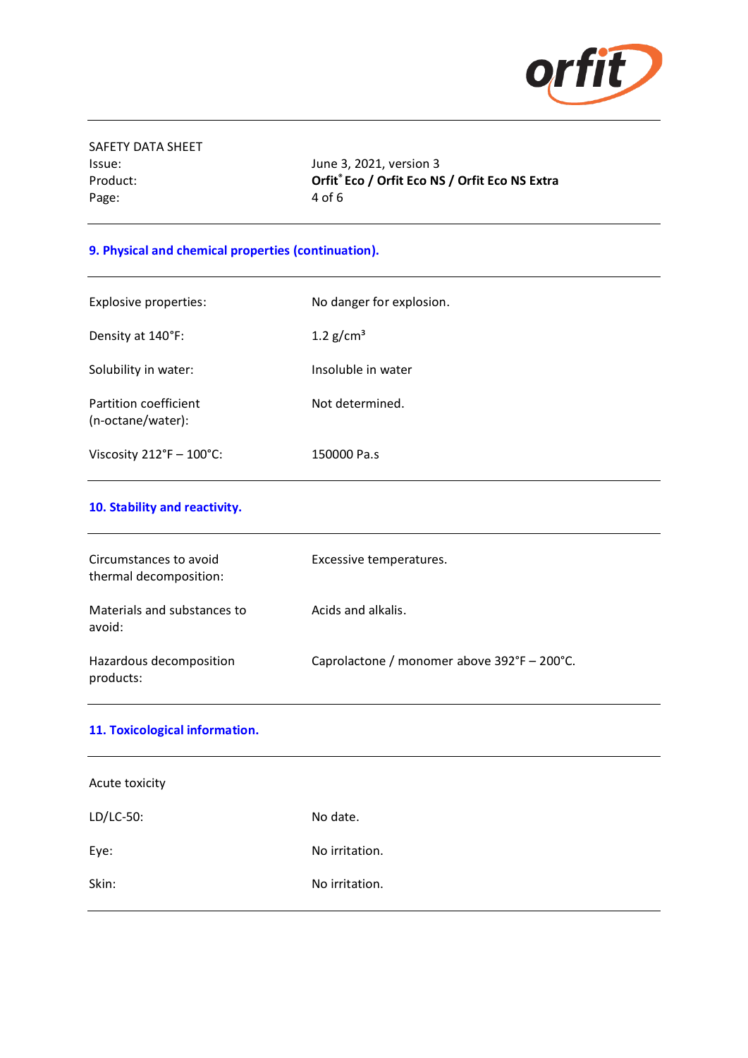## 9. Physical and chemical properties (continuation).

| | |
|---|---|
| Explosive properties: | No danger for explosion. |
| Density at 140°F: | 1.2 g/cm³ |
| Solubility in water: | Insoluble in water |
| Partition coefficient (n-octane/water): | Not determined. |
| Viscosity 212°F – 100°C: | 150000 Pa.s |

## 10. Stability and reactivity.

| | |
|---|---|
| Circumstances to avoid thermal decomposition: | Excessive temperatures. |
| Materials and substances to avoid: | Acids and alkalis. |
| Hazardous decomposition products: | Caprolactone / monomer above 392°F – 200°C. |

## 11. Toxicological information.

Acute toxicity

| | |
|---|---|
| LD/LC-50: | No date. |
| Eye: | No irritation. |
| Skin: | No irritation. |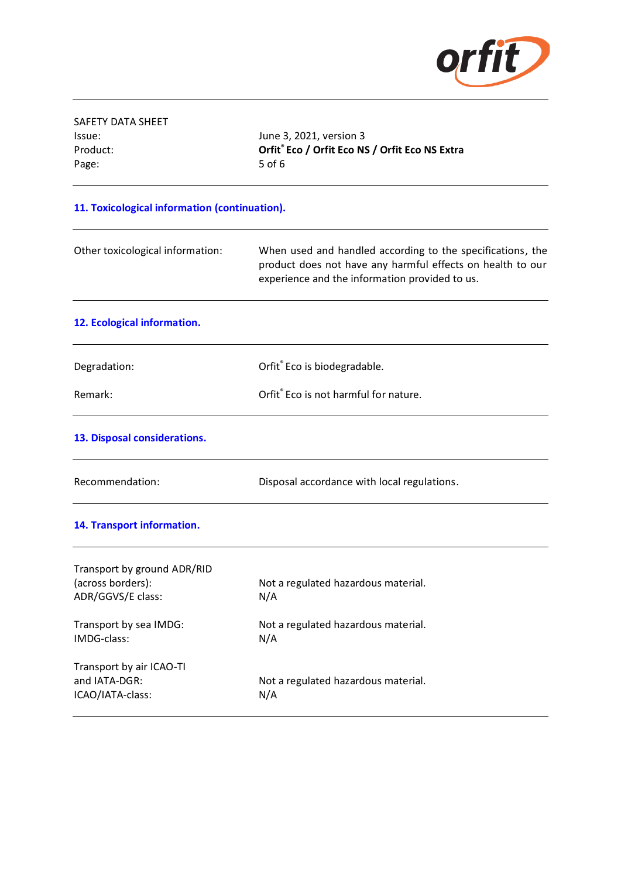## 11. Toxicological information (continuation).

| | |
|---|---|
| Other toxicological information: | When used and handled according to the specifications, the product does not have any harmful effects on health to our experience and the information provided to us. |

## 12. Ecological information.

| | |
|---|---|
| Degradation: | Orfit® Eco is biodegradable. |
| Remark: | Orfit® Eco is not harmful for nature. |

## 13. Disposal considerations.

| | |
|---|---|
| Recommendation: | Disposal accordance with local regulations. |

## 14. Transport information.

| | |
|---|---|
| Transport by ground ADR/RID (across borders): | Not a regulated hazardous material. |
| ADR/GGVS/E class: | N/A |
| Transport by sea IMDG: | Not a regulated hazardous material. |
| IMDG-class: | N/A |
| Transport by air ICAO-TI and IATA-DGR: | Not a regulated hazardous material. |
| ICAO/IATA-class: | N/A |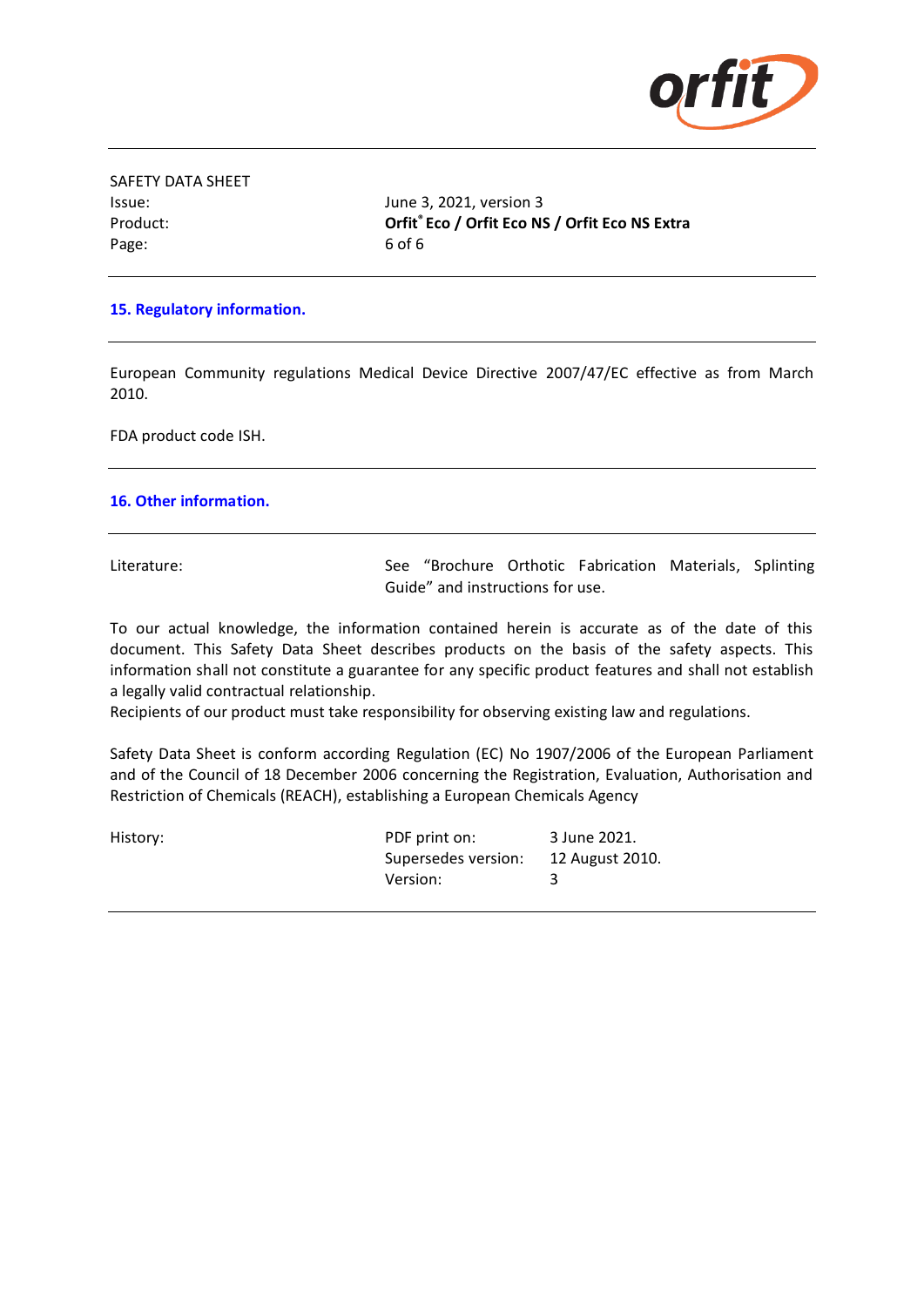SAFETY DATA SHEET

| | |
|---|---|
| Issue: | June 3, 2021, version 3 |
| Product: | **Orfit® Eco / Orfit Eco NS / Orfit Eco NS Extra** |

## 15. Regulatory information.

European Community regulations Medical Device Directive 2007/47/EC effective as from March 2010.

FDA product code ISH.

## 16. Other information.

| | |
|---|---|
| Literature: | See "Brochure Orthotic Fabrication Materials, Splinting Guide" and instructions for use. |

To our actual knowledge, the information contained herein is accurate as of the date of this document. This Safety Data Sheet describes products on the basis of the safety aspects. This information shall not constitute a guarantee for any specific product features and shall not establish a legally valid contractual relationship.
Recipients of our product must take responsibility for observing existing law and regulations.

Safety Data Sheet is conform according Regulation (EC) No 1907/2006 of the European Parliament and of the Council of 18 December 2006 concerning the Registration, Evaluation, Authorisation and Restriction of Chemicals (REACH), establishing a European Chemicals Agency

| | | |
|---|---|---|
| History: | PDF print on: | 3 June 2021. |
| | Supersedes version: | 12 August 2010. |
| | Version: | 3 |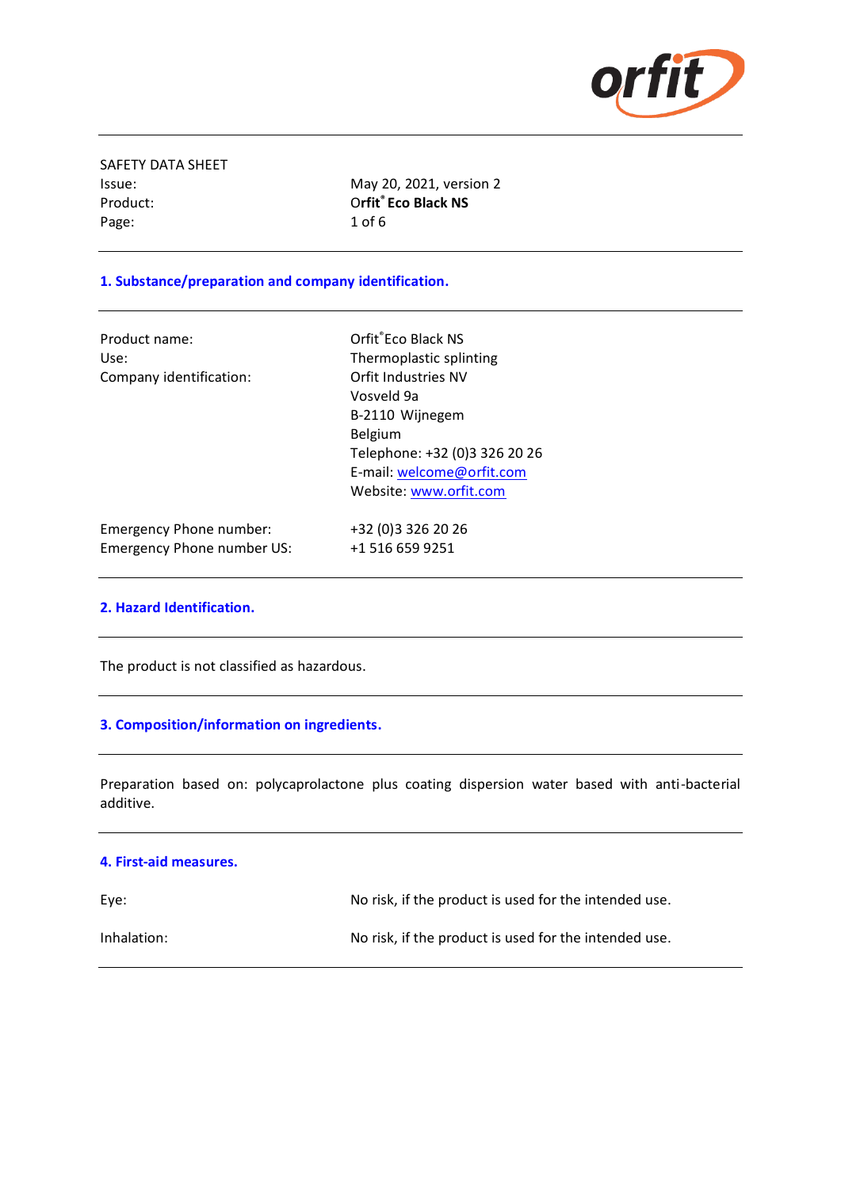SAFETY DATA SHEET

| | |
|---|---|
| Issue: | May 20, 2021, version 2 |
| Product: | **Orfit® Eco Black NS** |

## 1. Substance/preparation and company identification.

| | |
|---|---|
| Product name: | Orfit® Eco Black NS |
| Use: | Thermoplastic splinting |
| Company identification: | Orfit Industries NV<br>Vosveld 9a<br>B-2110 Wijnegem<br>Belgium<br>Telephone: +32 (0)3 326 20 26<br>E-mail: welcome@orfit.com<br>Website: www.orfit.com |
| Emergency Phone number: | +32 (0)3 326 20 26 |
| Emergency Phone number US: | +1 516 659 9251 |

## 2. Hazard Identification.

The product is not classified as hazardous.

## 3. Composition/information on ingredients.

Preparation based on: polycaprolactone plus coating dispersion water based with anti-bacterial additive.

## 4. First-aid measures.

| | |
|---|---|
| Eye: | No risk, if the product is used for the intended use. |
| Inhalation: | No risk, if the product is used for the intended use. |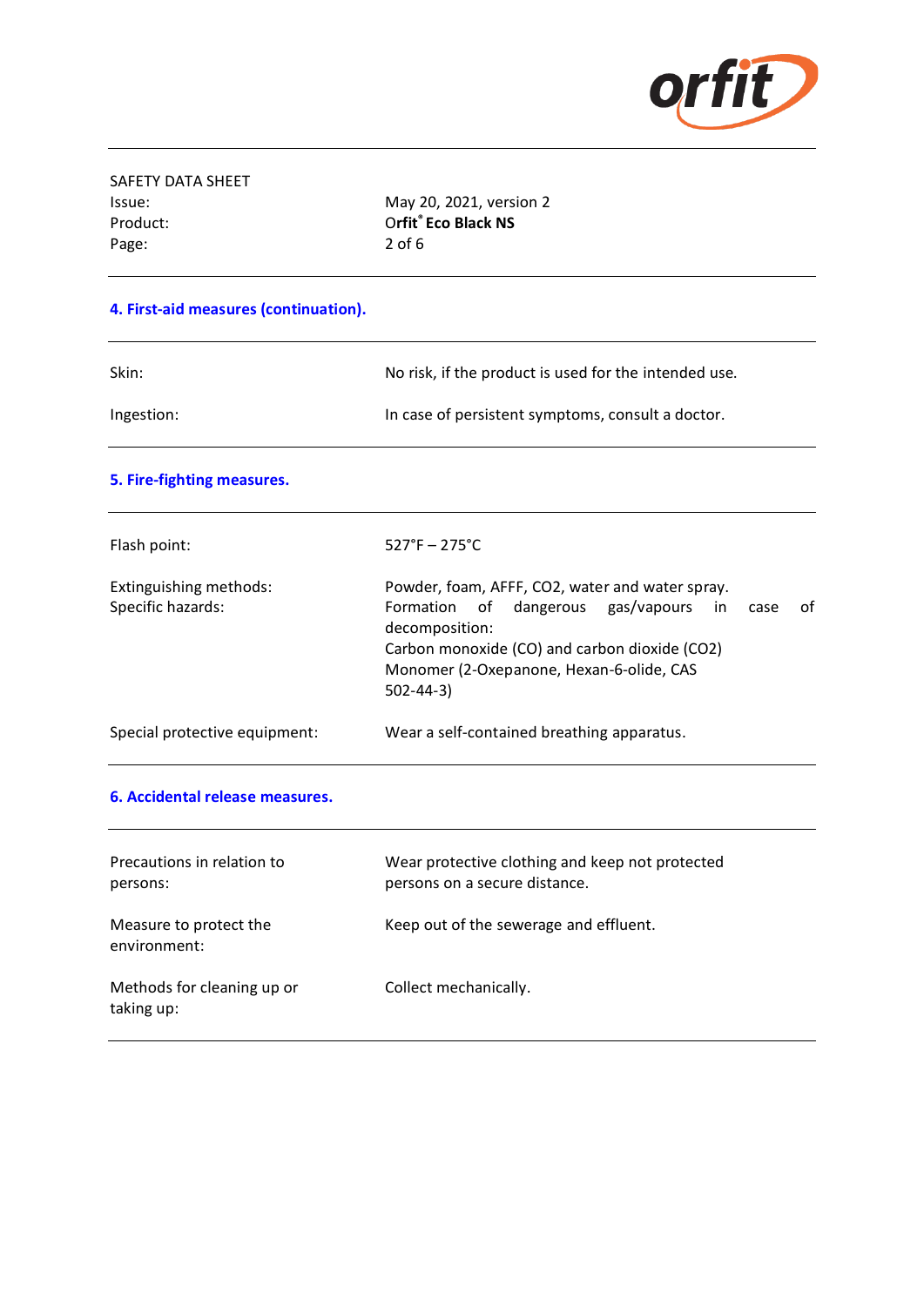SAFETY DATA SHEET

| | |
|---|---|
| Issue: | May 20, 2021, version 2 |
| Product: | **Orfit® Eco Black NS** |
| Page: | 2 of 6 |

## 4. First-aid measures (continuation).

| | |
|---|---|
| Skin: | No risk, if the product is used for the intended use. |
| Ingestion: | In case of persistent symptoms, consult a doctor. |

## 5. Fire-fighting measures.

| | |
|---|---|
| Flash point: | 527°F – 275°C |
| Extinguishing methods: | Powder, foam, AFFF, $CO_2$, water and water spray. |
| Specific hazards: | Formation of dangerous gas/vapours in case of decomposition:<br>Carbon monoxide (CO) and carbon dioxide ($CO_2$)<br>Monomer (2-Oxepanone, Hexan-6-olide, CAS 502-44-3) |
| Special protective equipment: | Wear a self-contained breathing apparatus. |

## 6. Accidental release measures.

| | |
|---|---|
| Precautions in relation to persons: | Wear protective clothing and keep not protected persons on a secure distance. |
| Measure to protect the environment: | Keep out of the sewerage and effluent. |
| Methods for cleaning up or taking up: | Collect mechanically. |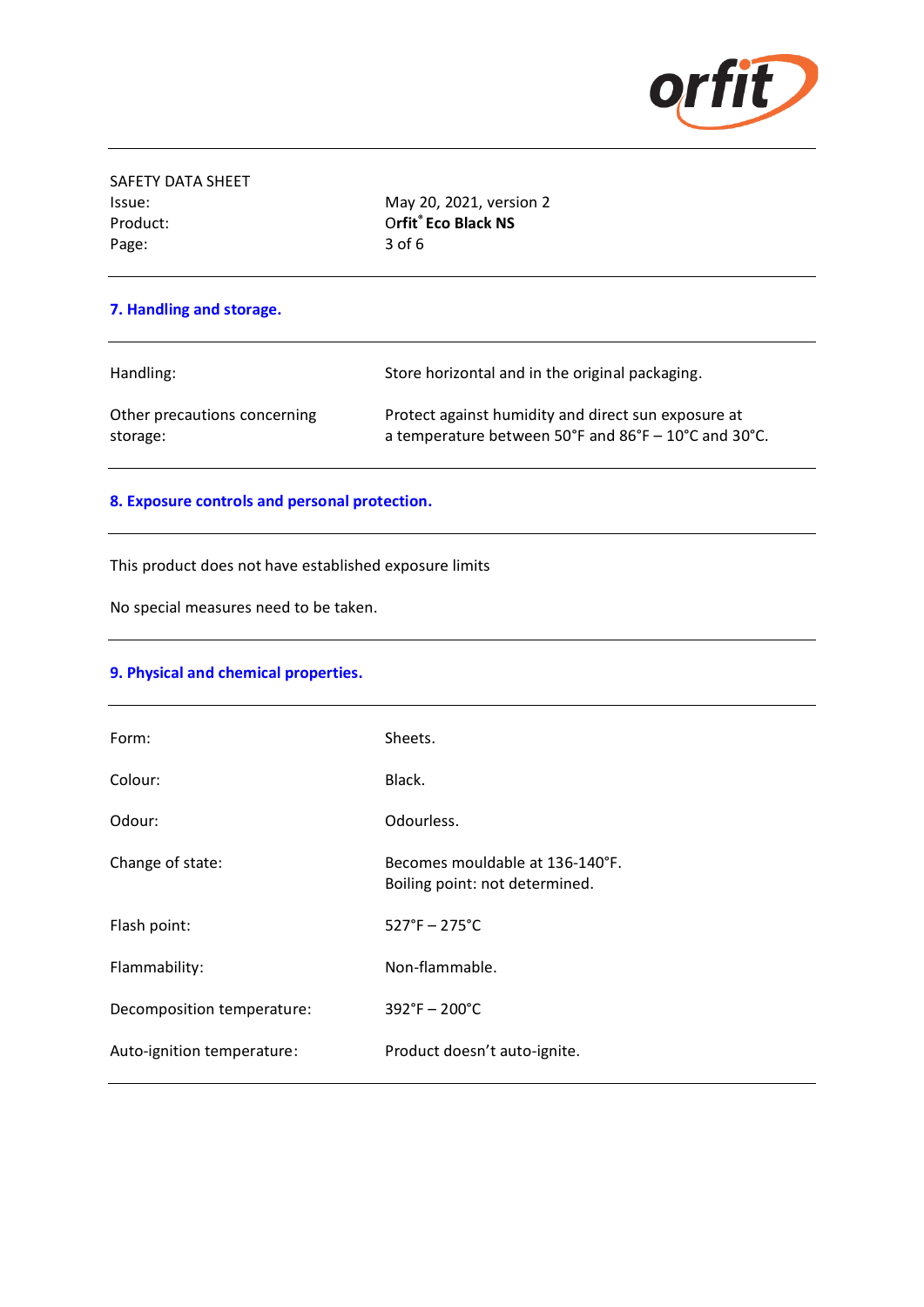SAFETY DATA SHEET

| | |
|---|---|
| Issue: | May 20, 2021, version 2 |
| Product: | **Orfit® Eco Black NS** |

## 7. Handling and storage.

| | |
|---|---|
| Handling: | Store horizontal and in the original packaging. |
| Other precautions concerning storage: | Protect against humidity and direct sun exposure at a temperature between 50°F and 86°F – 10°C and 30°C. |

## 8. Exposure controls and personal protection.

This product does not have established exposure limits

No special measures need to be taken.

## 9. Physical and chemical properties.

| | |
|---|---|
| Form: | Sheets. |
| Colour: | Black. |
| Odour: | Odourless. |
| Change of state: | Becomes mouldable at 136-140°F.<br>Boiling point: not determined. |
| Flash point: | 527°F – 275°C |
| Flammability: | Non-flammable. |
| Decomposition temperature: | 392°F – 200°C |
| Auto-ignition temperature: | Product doesn't auto-ignite. |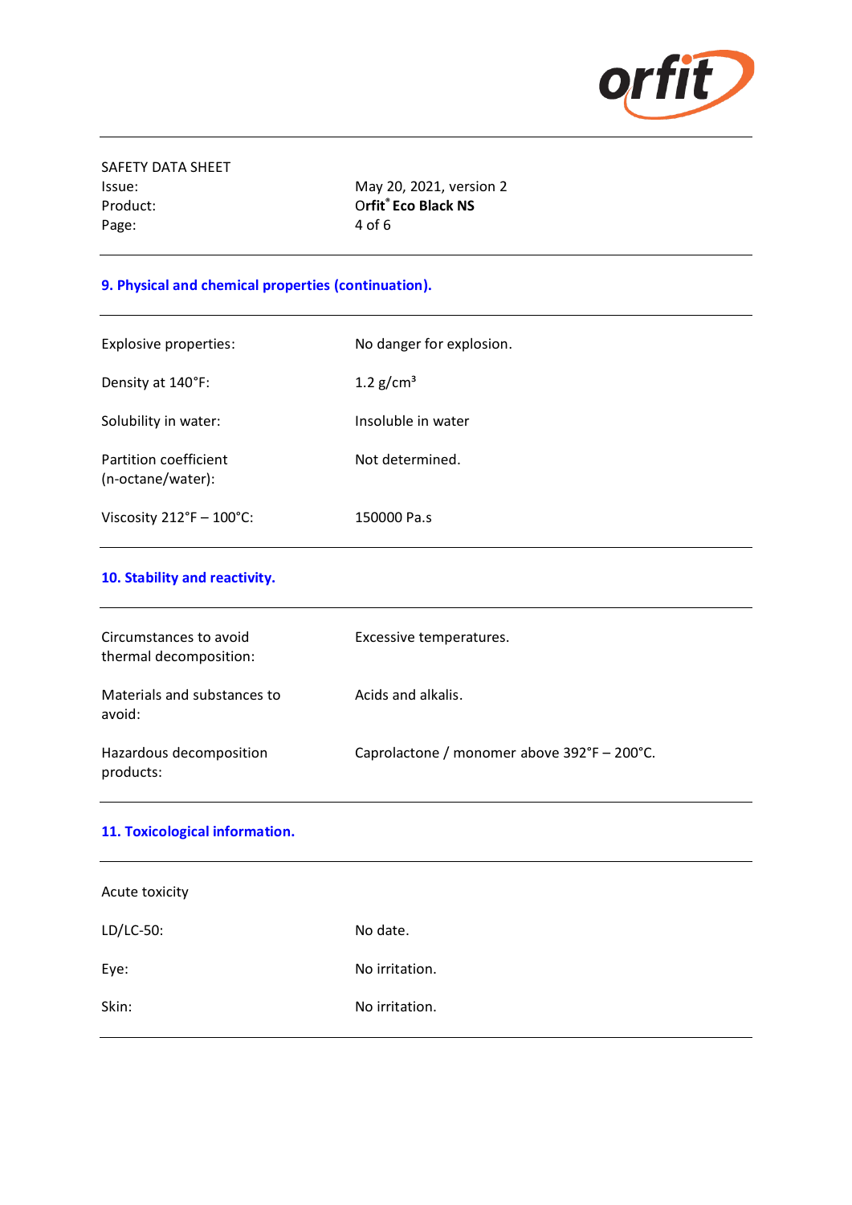## 9. Physical and chemical properties (continuation).

| | |
|---|---|
| Explosive properties: | No danger for explosion. |
| Density at 140°F: | 1.2 g/cm³ |
| Solubility in water: | Insoluble in water |
| Partition coefficient (n-octane/water): | Not determined. |
| Viscosity 212°F – 100°C: | 150000 Pa.s |

## 10. Stability and reactivity.

| | |
|---|---|
| Circumstances to avoid thermal decomposition: | Excessive temperatures. |
| Materials and substances to avoid: | Acids and alkalis. |
| Hazardous decomposition products: | Caprolactone / monomer above 392°F – 200°C. |

## 11. Toxicological information.

Acute toxicity

| | |
|---|---|
| LD/LC-50: | No date. |
| Eye: | No irritation. |
| Skin: | No irritation. |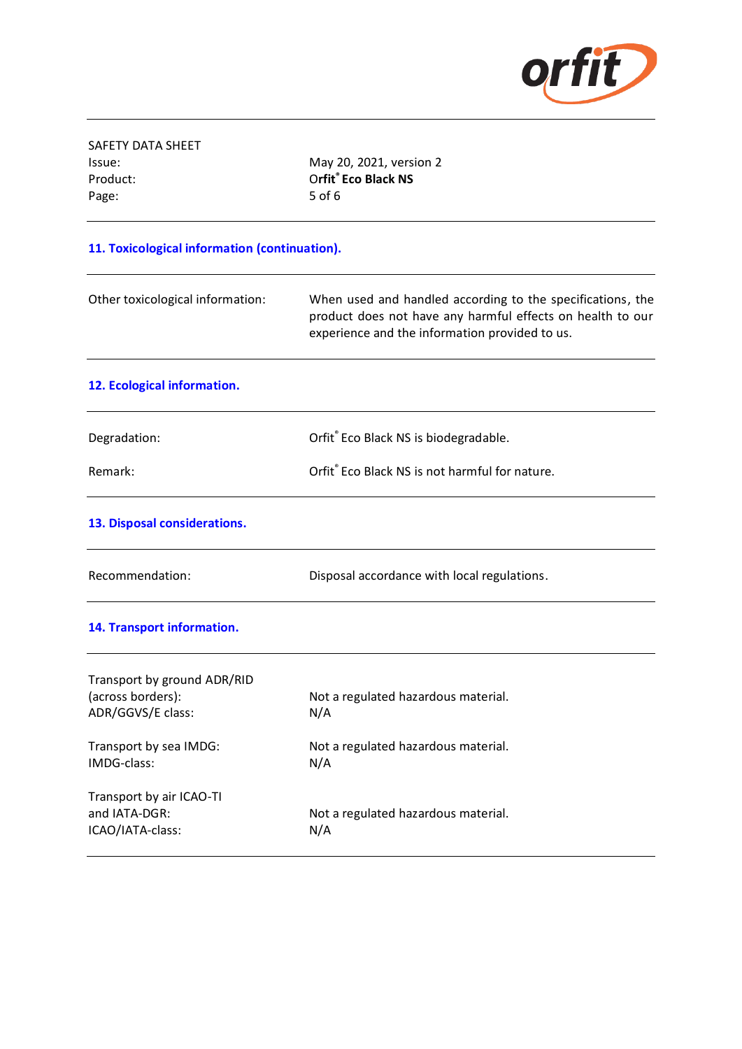SAFETY DATA SHEET

Issue: May 20, 2021, version 2

Product: **Orfit® Eco Black NS**

## 11. Toxicological information (continuation).

| | |
|---|---|
| Other toxicological information: | When used and handled according to the specifications, the product does not have any harmful effects on health to our experience and the information provided to us. |

## 12. Ecological information.

| | |
|---|---|
| Degradation: | Orfit® Eco Black NS is biodegradable. |
| Remark: | Orfit® Eco Black NS is not harmful for nature. |

## 13. Disposal considerations.

| | |
|---|---|
| Recommendation: | Disposal accordance with local regulations. |

## 14. Transport information.

| | |
|---|---|
| Transport by ground ADR/RID (across borders): | Not a regulated hazardous material. |
| ADR/GGVS/E class: | N/A |
| Transport by sea IMDG: | Not a regulated hazardous material. |
| IMDG-class: | N/A |
| Transport by air ICAO-TI and IATA-DGR: | Not a regulated hazardous material. |
| ICAO/IATA-class: | N/A |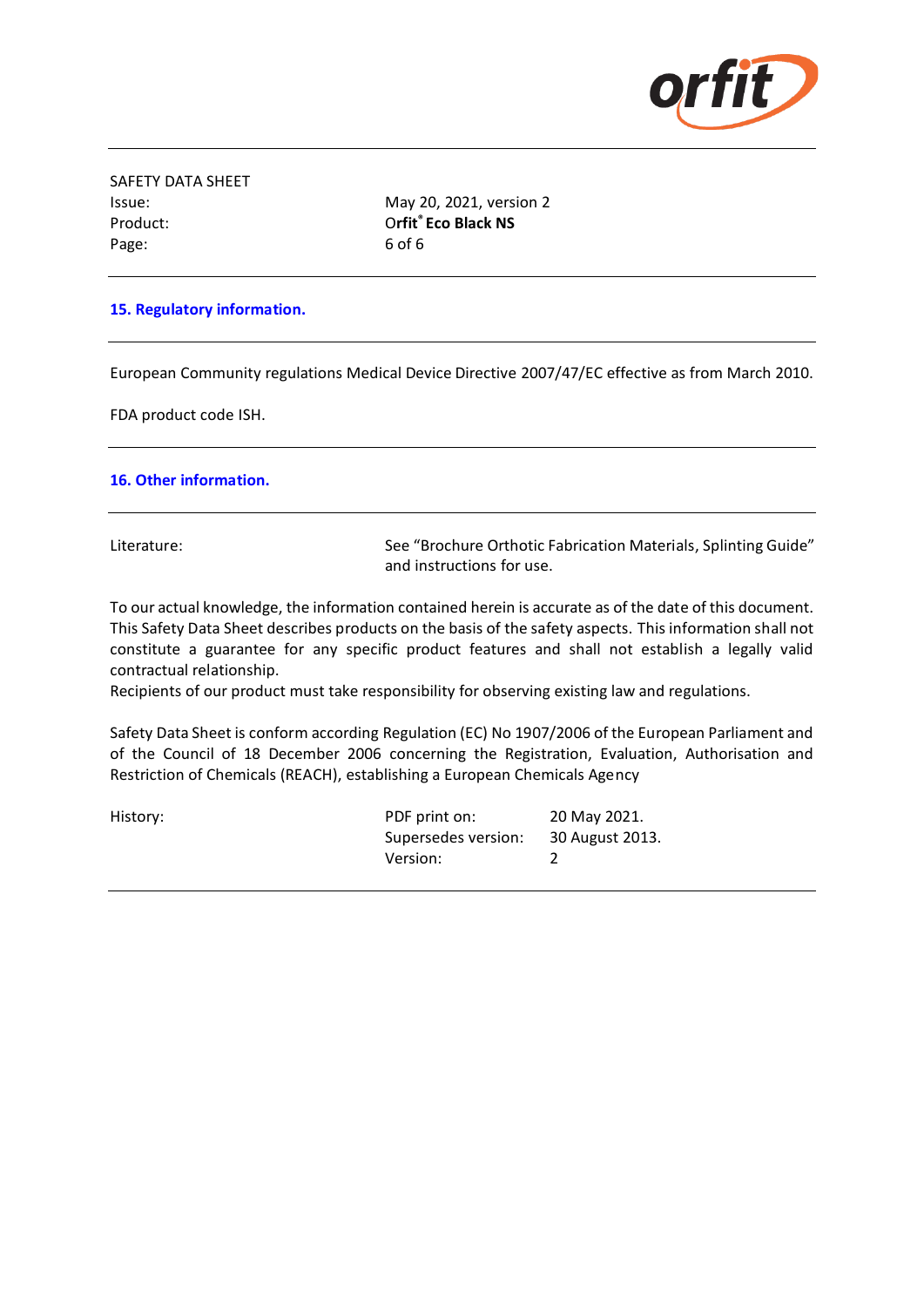## 15. Regulatory information.

European Community regulations Medical Device Directive 2007/47/EC effective as from March 2010.

FDA product code ISH.

## 16. Other information.

| | |
|---|---|
| Literature: | See "Brochure Orthotic Fabrication Materials, Splinting Guide" and instructions for use. |

To our actual knowledge, the information contained herein is accurate as of the date of this document. This Safety Data Sheet describes products on the basis of the safety aspects. This information shall not constitute a guarantee for any specific product features and shall not establish a legally valid contractual relationship.
Recipients of our product must take responsibility for observing existing law and regulations.

Safety Data Sheet is conform according Regulation (EC) No 1907/2006 of the European Parliament and of the Council of 18 December 2006 concerning the Registration, Evaluation, Authorisation and Restriction of Chemicals (REACH), establishing a European Chemicals Agency

| | | |
|---|---|---|
| History: | PDF print on: | 20 May 2021. |
| | Supersedes version: | 30 August 2013. |
| | Version: | 2 |